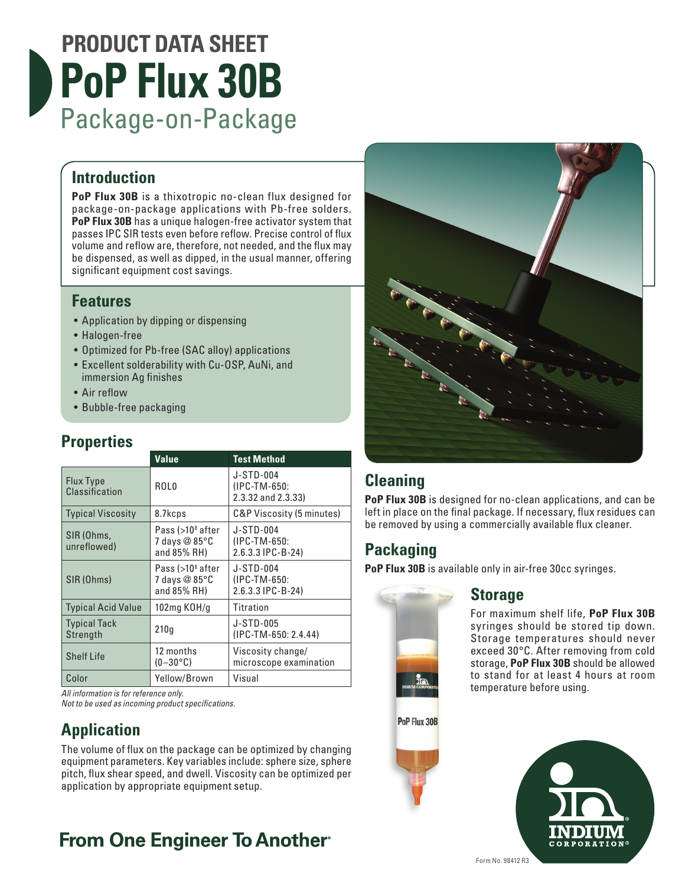# PRODUCT DATA SHEET
# PoP Flux 30B
## Package-on-Package

## Introduction

**PoP Flux 30B** is a thixotropic no-clean flux designed for package-on-package applications with Pb-free solders. **PoP Flux 30B** has a unique halogen-free activator system that passes IPC SIR tests even before reflow. Precise control of flux volume and reflow are, therefore, not needed, and the flux may be dispensed, as well as dipped, in the usual manner, offering significant equipment cost savings.

## Features

- Application by dipping or dispensing
- Halogen-free
- Optimized for Pb-free (SAC alloy) applications
- Excellent solderability with Cu-OSP, AuNi, and immersion Ag finishes
- Air reflow
- Bubble-free packaging

## Properties

| | Value | Test Method |
|---|---|---|
| Flux Type Classification | ROL0 | J-STD-004 (IPC-TM-650: 2.3.32 and 2.3.33) |
| Typical Viscosity | 8.7kcps | C&P Viscosity (5 minutes) |
| SIR (Ohms, unreflowed) | Pass (>$10^8$ after 7 days @ 85°C and 85% RH) | J-STD-004 (IPC-TM-650: 2.6.3.3 IPC-B-24) |
| SIR (Ohms) | Pass (>$10^8$ after 7 days @ 85°C and 85% RH) | J-STD-004 (IPC-TM-650: 2.6.3.3 IPC-B-24) |
| Typical Acid Value | 102mg KOH/g | Titration |
| Typical Tack Strength | 210g | J-STD-005 (IPC-TM-650: 2.4.44) |
| Shelf Life | 12 months (0–30°C) | Viscosity change/ microscope examination |
| Color | Yellow/Brown | Visual |

*All information is for reference only.*
*Not to be used as incoming product specifications.*

## Application

The volume of flux on the package can be optimized by changing equipment parameters. Key variables include: sphere size, sphere pitch, flux shear speed, and dwell. Viscosity can be optimized per application by appropriate equipment setup.

## Cleaning

**PoP Flux 30B** is designed for no-clean applications, and can be left in place on the final package. If necessary, flux residues can be removed by using a commercially available flux cleaner.

## Packaging

**PoP Flux 30B** is available only in air-free 30cc syringes.

## Storage

For maximum shelf life, **PoP Flux 30B** syringes should be stored tip down. Storage temperatures should never exceed 30°C. After removing from cold storage, **PoP Flux 30B** should be allowed to stand for at least 4 hours at room temperature before using.

**From One Engineer To Another®**

INDIUM CORPORATION®

Form No. 98412 R3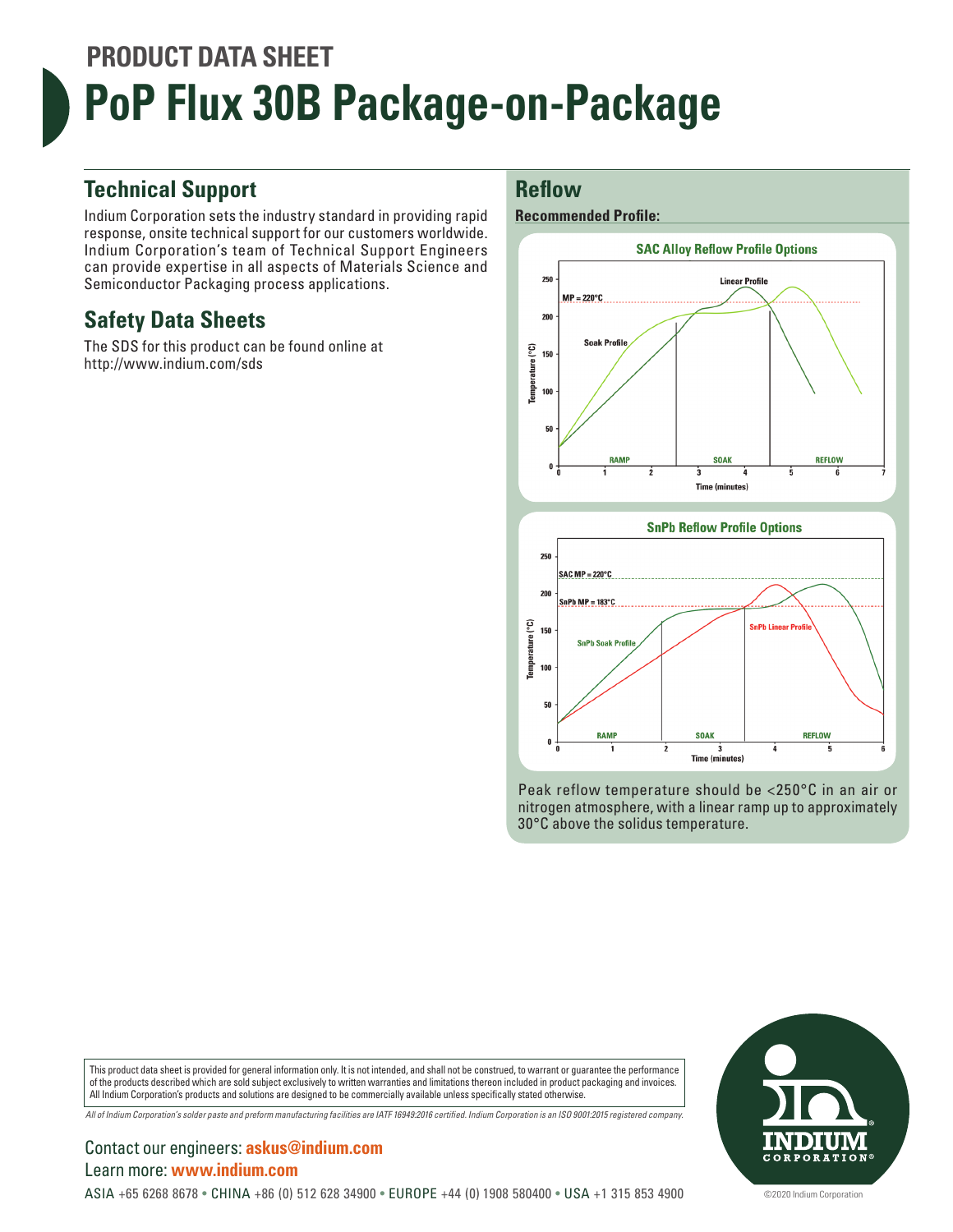# PRODUCT DATA SHEET

# PoP Flux 30B Package-on-Package

## Technical Support

Indium Corporation sets the industry standard in providing rapid response, onsite technical support for our customers worldwide. Indium Corporation's team of Technical Support Engineers can provide expertise in all aspects of Materials Science and Semiconductor Packaging process applications.

## Safety Data Sheets

The SDS for this product can be found online at http://www.indium.com/sds

## Reflow

**Recommended Profile:**

SAC Alloy Reflow Profile Options

MP = 220°C
Linear Profile
Soak Profile
Temperature (°C)
250
200
150
100
50
0
RAMP
SOAK
REFLOW
0 1 2 3 4 5 6 7
Time (minutes)

SnPb Reflow Profile Options

SAC MP = 220°C
SnPb MP = 183°C
SnPb Soak Profile
SnPb Linear Profile
Temperature (°C)
250
200
150
100
50
0
RAMP
SOAK
REFLOW
0 1 2 3 4 5 6
Time (minutes)

Peak reflow temperature should be <250°C in an air or nitrogen atmosphere, with a linear ramp up to approximately 30°C above the solidus temperature.

This product data sheet is provided for general information only. It is not intended, and shall not be construed, to warrant or guarantee the performance of the products described which are sold subject exclusively to written warranties and limitations thereon included in product packaging and invoices. All Indium Corporation's products and solutions are designed to be commercially available unless specifically stated otherwise.

*All of Indium Corporation's solder paste and preform manufacturing facilities are IATF 16949:2016 certified. Indium Corporation is an ISO 9001:2015 registered company.*

Contact our engineers: **askus@indium.com**
Learn more: **www.indium.com**

ASIA +65 6268 8678 • CHINA +86 (0) 512 628 34900 • EUROPE +44 (0) 1908 580400 • USA +1 315 853 4900

INDIUM CORPORATION®

©2020 Indium Corporation